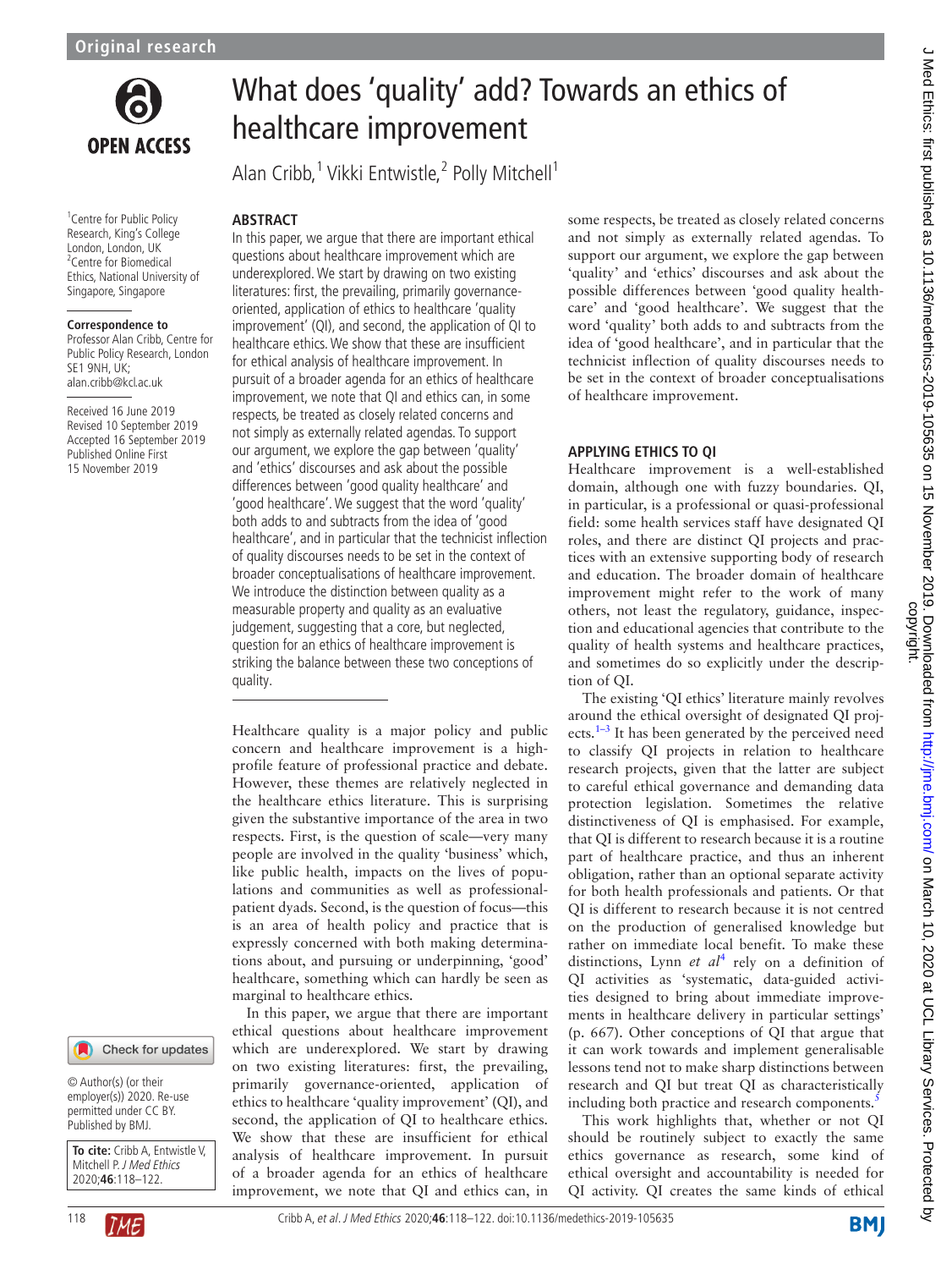Original research

# What does 'quality' add? Towards an ethics of healthcare improvement

Alan Cribb,[1] Vikki Entwistle,[2] Polly Mitchell[1]

[1]Centre for Public Policy Research, King's College London, London, UK
[2]Centre for Biomedical Ethics, National University of Singapore, Singapore

**Correspondence to**
Professor Alan Cribb, Centre for Public Policy Research, London SE1 9NH, UK; alan.cribb@kcl.ac.uk

Received 16 June 2019
Revised 10 September 2019
Accepted 16 September 2019
Published Online First 15 November 2019

© Author(s) (or their employer(s)) 2020. Re-use permitted under CC BY. Published by BMJ.

**To cite:** Cribb A, Entwistle V, Mitchell P. *J Med Ethics* 2020;**46**:118–122.

## ABSTRACT

In this paper, we argue that there are important ethical questions about healthcare improvement which are underexplored. We start by drawing on two existing literatures: first, the prevailing, primarily governance-oriented, application of ethics to healthcare 'quality improvement' (QI), and second, the application of QI to healthcare ethics. We show that these are insufficient for ethical analysis of healthcare improvement. In pursuit of a broader agenda for an ethics of healthcare improvement, we note that QI and ethics can, in some respects, be treated as closely related concerns and not simply as externally related agendas. To support our argument, we explore the gap between 'quality' and 'ethics' discourses and ask about the possible differences between 'good quality healthcare' and 'good healthcare'. We suggest that the word 'quality' both adds to and subtracts from the idea of 'good healthcare', and in particular that the technicist inflection of quality discourses needs to be set in the context of broader conceptualisations of healthcare improvement. We introduce the distinction between quality as a measurable property and quality as an evaluative judgement, suggesting that a core, but neglected, question for an ethics of healthcare improvement is striking the balance between these two conceptions of quality.

Healthcare quality is a major policy and public concern and healthcare improvement is a high-profile feature of professional practice and debate. However, these themes are relatively neglected in the healthcare ethics literature. This is surprising given the substantive importance of the area in two respects. First, is the question of scale—very many people are involved in the quality 'business' which, like public health, impacts on the lives of populations and communities as well as professional-patient dyads. Second, is the question of focus—this is an area of health policy and practice that is expressly concerned with both making determinations about, and pursuing or underpinning, 'good' healthcare, something which can hardly be seen as marginal to healthcare ethics.

In this paper, we argue that there are important ethical questions about healthcare improvement which are underexplored. We start by drawing on two existing literatures: first, the prevailing, primarily governance-oriented, application of ethics to healthcare 'quality improvement' (QI), and second, the application of QI to healthcare ethics. We show that these are insufficient for ethical analysis of healthcare improvement. In pursuit of a broader agenda for an ethics of healthcare improvement, we note that QI and ethics can, in some respects, be treated as closely related concerns and not simply as externally related agendas. To support our argument, we explore the gap between 'quality' and 'ethics' discourses and ask about the possible differences between 'good quality healthcare' and 'good healthcare'. We suggest that the word 'quality' both adds to and subtracts from the idea of 'good healthcare', and in particular that the technicist inflection of quality discourses needs to be set in the context of broader conceptualisations of healthcare improvement.

## APPLYING ETHICS TO QI

Healthcare improvement is a well-established domain, although one with fuzzy boundaries. QI, in particular, is a professional or quasi-professional field: some health services staff have designated QI roles, and there are distinct QI projects and practices with an extensive supporting body of research and education. The broader domain of healthcare improvement might refer to the work of many others, not least the regulatory, guidance, inspection and educational agencies that contribute to the quality of health systems and healthcare practices, and sometimes do so explicitly under the description of QI.

The existing 'QI ethics' literature mainly revolves around the ethical oversight of designated QI projects.[1–3] It has been generated by the perceived need to classify QI projects in relation to healthcare research projects, given that the latter are subject to careful ethical governance and demanding data protection legislation. Sometimes the relative distinctiveness of QI is emphasised. For example, that QI is different to research because it is a routine part of healthcare practice, and thus an inherent obligation, rather than an optional separate activity for both health professionals and patients. Or that QI is different to research because it is not centred on the production of generalised knowledge but rather on immediate local benefit. To make these distinctions, Lynn *et al*[4] rely on a definition of QI activities as 'systematic, data-guided activities designed to bring about immediate improvements in healthcare delivery in particular settings' (p. 667). Other conceptions of QI that argue that it can work towards and implement generalisable lessons tend not to make sharp distinctions between research and QI but treat QI as characteristically including both practice and research components.[5]

This work highlights that, whether or not QI should be routinely subject to exactly the same ethics governance as research, some kind of ethical oversight and accountability is needed for QI activity. QI creates the same kinds of ethical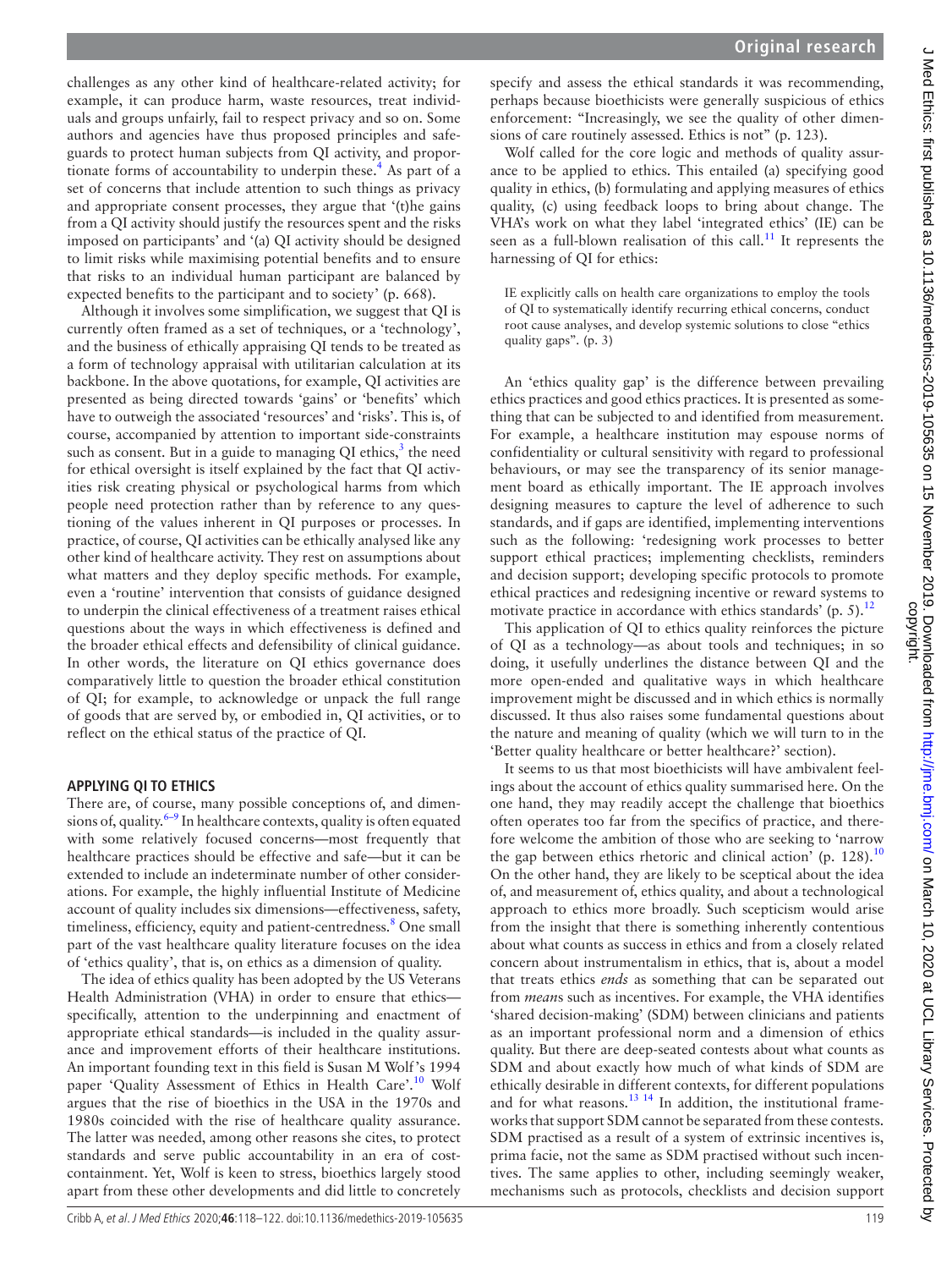challenges as any other kind of healthcare-related activity; for example, it can produce harm, waste resources, treat individuals and groups unfairly, fail to respect privacy and so on. Some authors and agencies have thus proposed principles and safeguards to protect human subjects from QI activity, and proportionate forms of accountability to underpin these.[4] As part of a set of concerns that include attention to such things as privacy and appropriate consent processes, they argue that '(t)he gains from a QI activity should justify the resources spent and the risks imposed on participants' and '(a) QI activity should be designed to limit risks while maximising potential benefits and to ensure that risks to an individual human participant are balanced by expected benefits to the participant and to society' (p. 668).

Although it involves some simplification, we suggest that QI is currently often framed as a set of techniques, or a 'technology', and the business of ethically appraising QI tends to be treated as a form of technology appraisal with utilitarian calculation at its backbone. In the above quotations, for example, QI activities are presented as being directed towards 'gains' or 'benefits' which have to outweigh the associated 'resources' and 'risks'. This is, of course, accompanied by attention to important side-constraints such as consent. But in a guide to managing QI ethics,[3] the need for ethical oversight is itself explained by the fact that QI activities risk creating physical or psychological harms from which people need protection rather than by reference to any questioning of the values inherent in QI purposes or processes. In practice, of course, QI activities can be ethically analysed like any other kind of healthcare activity. They rest on assumptions about what matters and they deploy specific methods. For example, even a 'routine' intervention that consists of guidance designed to underpin the clinical effectiveness of a treatment raises ethical questions about the ways in which effectiveness is defined and the broader ethical effects and defensibility of clinical guidance. In other words, the literature on QI ethics governance does comparatively little to question the broader ethical constitution of QI; for example, to acknowledge or unpack the full range of goods that are served by, or embodied in, QI activities, or to reflect on the ethical status of the practice of QI.

## APPLYING QI TO ETHICS

There are, of course, many possible conceptions of, and dimensions of, quality.[6–9] In healthcare contexts, quality is often equated with some relatively focused concerns—most frequently that healthcare practices should be effective and safe—but it can be extended to include an indeterminate number of other considerations. For example, the highly influential Institute of Medicine account of quality includes six dimensions—effectiveness, safety, timeliness, efficiency, equity and patient-centredness.[8] One small part of the vast healthcare quality literature focuses on the idea of 'ethics quality', that is, on ethics as a dimension of quality.

The idea of ethics quality has been adopted by the US Veterans Health Administration (VHA) in order to ensure that ethics—specifically, attention to the underpinning and enactment of appropriate ethical standards—is included in the quality assurance and improvement efforts of their healthcare institutions. An important founding text in this field is Susan M Wolf's 1994 paper 'Quality Assessment of Ethics in Health Care'.[10] Wolf argues that the rise of bioethics in the USA in the 1970s and 1980s coincided with the rise of healthcare quality assurance. The latter was needed, among other reasons she cites, to protect standards and serve public accountability in an era of cost-containment. Yet, Wolf is keen to stress, bioethics largely stood apart from these other developments and did little to concretely specify and assess the ethical standards it was recommending, perhaps because bioethicists were generally suspicious of ethics enforcement: "Increasingly, we see the quality of other dimensions of care routinely assessed. Ethics is not" (p. 123).

Wolf called for the core logic and methods of quality assurance to be applied to ethics. This entailed (a) specifying good quality in ethics, (b) formulating and applying measures of ethics quality, (c) using feedback loops to bring about change. The VHA's work on what they label 'integrated ethics' (IE) can be seen as a full-blown realisation of this call.[11] It represents the harnessing of QI for ethics:

> IE explicitly calls on health care organizations to employ the tools of QI to systematically identify recurring ethical concerns, conduct root cause analyses, and develop systemic solutions to close "ethics quality gaps". (p. 3)

An 'ethics quality gap' is the difference between prevailing ethics practices and good ethics practices. It is presented as something that can be subjected to and identified from measurement. For example, a healthcare institution may espouse norms of confidentiality or cultural sensitivity with regard to professional behaviours, or may see the transparency of its senior management board as ethically important. The IE approach involves designing measures to capture the level of adherence to such standards, and if gaps are identified, implementing interventions such as the following: 'redesigning work processes to better support ethical practices; implementing checklists, reminders and decision support; developing specific protocols to promote ethical practices and redesigning incentive or reward systems to motivate practice in accordance with ethics standards' (p. 5).[12]

This application of QI to ethics quality reinforces the picture of QI as a technology—as about tools and techniques; in so doing, it usefully underlines the distance between QI and the more open-ended and qualitative ways in which healthcare improvement might be discussed and in which ethics is normally discussed. It thus also raises some fundamental questions about the nature and meaning of quality (which we will turn to in the 'Better quality healthcare or better healthcare?' section).

It seems to us that most bioethicists will have ambivalent feelings about the account of ethics quality summarised here. On the one hand, they may readily accept the challenge that bioethics often operates too far from the specifics of practice, and therefore welcome the ambition of those who are seeking to 'narrow the gap between ethics rhetoric and clinical action' (p. 128).[10] On the other hand, they are likely to be sceptical about the idea of, and measurement of, ethics quality, and about a technological approach to ethics more broadly. Such scepticism would arise from the insight that there is something inherently contentious about what counts as success in ethics and from a closely related concern about instrumentalism in ethics, that is, about a model that treats ethics *ends* as something that can be separated out from *means* such as incentives. For example, the VHA identifies 'shared decision-making' (SDM) between clinicians and patients as an important professional norm and a dimension of ethics quality. But there are deep-seated contests about what counts as SDM and about exactly how much of what kinds of SDM are ethically desirable in different contexts, for different populations and for what reasons.[13 14] In addition, the institutional frameworks that support SDM cannot be separated from these contests. SDM practised as a result of a system of extrinsic incentives is, prima facie, not the same as SDM practised without such incentives. The same applies to other, including seemingly weaker, mechanisms such as protocols, checklists and decision support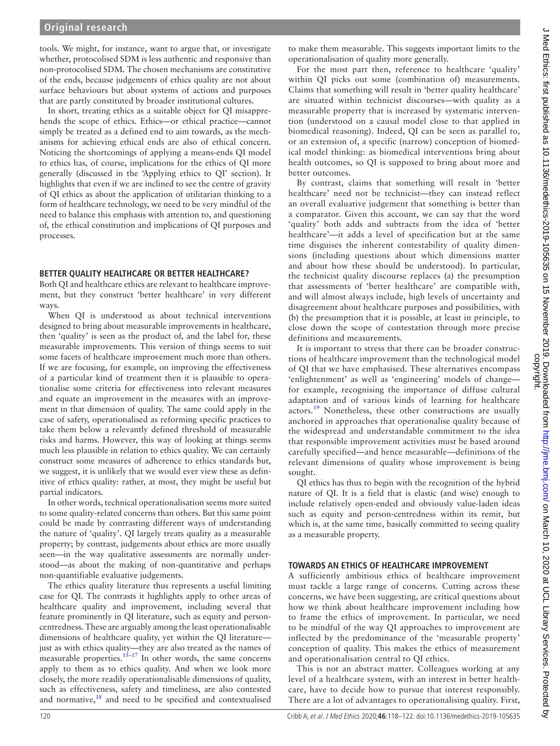tools. We might, for instance, want to argue that, or investigate whether, protocolised SDM is less authentic and responsive than non-protocolised SDM. The chosen mechanisms are constitutive of the ends, because judgements of ethics quality are not about surface behaviours but about systems of actions and purposes that are partly constituted by broader institutional cultures.

In short, treating ethics as a suitable object for QI misapprehends the scope of ethics. Ethics—or ethical practice—cannot simply be treated as a defined end to aim towards, as the mechanisms for achieving ethical ends are also of ethical concern. Noticing the shortcomings of applying a means-ends QI model to ethics has, of course, implications for the ethics of QI more generally (discussed in the 'Applying ethics to QI' section). It highlights that even if we are inclined to see the centre of gravity of QI ethics as about the application of utilitarian thinking to a form of healthcare technology, we need to be very mindful of the need to balance this emphasis with attention to, and questioning of, the ethical constitution and implications of QI purposes and processes.

## BETTER QUALITY HEALTHCARE OR BETTER HEALTHCARE?

Both QI and healthcare ethics are relevant to healthcare improvement, but they construct 'better healthcare' in very different ways.

When QI is understood as about technical interventions designed to bring about measurable improvements in healthcare, then 'quality' is seen as the product of, and the label for, these measurable improvements. This version of things seems to suit some facets of healthcare improvement much more than others. If we are focusing, for example, on improving the effectiveness of a particular kind of treatment then it is plausible to operationalise some criteria for effectiveness into relevant measures and equate an improvement in the measures with an improvement in that dimension of quality. The same could apply in the case of safety, operationalised as reforming specific practices to take them below a relevantly defined threshold of measurable risks and harms. However, this way of looking at things seems much less plausible in relation to ethics quality. We can certainly construct some measures of adherence to ethics standards but, we suggest, it is unlikely that we would ever view these as definitive of ethics quality: rather, at most, they might be useful but partial indicators.

In other words, technical operationalisation seems more suited to some quality-related concerns than others. But this same point could be made by contrasting different ways of understanding the nature of 'quality'. QI largely treats quality as a measurable property; by contrast, judgements about ethics are more usually seen—in the way qualitative assessments are normally understood—as about the making of non-quantitative and perhaps non-quantifiable evaluative judgements.

The ethics quality literature thus represents a useful limiting case for QI. The contrasts it highlights apply to other areas of healthcare quality and improvement, including several that feature prominently in QI literature, such as equity and person-centredness. These are arguably among the least operationalisable dimensions of healthcare quality, yet within the QI literature—just as with ethics quality—they are also treated as the names of measurable properties.[15–17] In other words, the same concerns apply to them as to ethics quality. And when we look more closely, the more readily operationalisable dimensions of quality, such as effectiveness, safety and timeliness, are also contested and normative,[18] and need to be specified and contextualised to make them measurable. This suggests important limits to the operationalisation of quality more generally.

For the most part then, reference to healthcare 'quality' within QI picks out some (combination of) measurements. Claims that something will result in 'better quality healthcare' are situated within technicist discourses—with quality as a measurable property that is increased by systematic intervention (understood on a causal model close to that applied in biomedical reasoning). Indeed, QI can be seen as parallel to, or an extension of, a specific (narrow) conception of biomedical model thinking: as biomedical interventions bring about health outcomes, so QI is supposed to bring about more and better outcomes.

By contrast, claims that something will result in 'better healthcare' need not be technicist—they can instead reflect an overall evaluative judgement that something is better than a comparator. Given this account, we can say that the word 'quality' both adds and subtracts from the idea of 'better healthcare'—it adds a level of specification but at the same time disguises the inherent contestability of quality dimensions (including questions about which dimensions matter and about how these should be understood). In particular, the technicist quality discourse replaces (a) the presumption that assessments of 'better healthcare' are compatible with, and will almost always include, high levels of uncertainty and disagreement about healthcare purposes and possibilities, with (b) the presumption that it is possible, at least in principle, to close down the scope of contestation through more precise definitions and measurements.

It is important to stress that there can be broader constructions of healthcare improvement than the technological model of QI that we have emphasised. These alternatives encompass 'enlightenment' as well as 'engineering' models of change—for example, recognising the importance of diffuse cultural adaptation and of various kinds of learning for healthcare actors.[19] Nonetheless, these other constructions are usually anchored in approaches that operationalise quality because of the widespread and understandable commitment to the idea that responsible improvement activities must be based around carefully specified—and hence measurable—definitions of the relevant dimensions of quality whose improvement is being sought.

QI ethics has thus to begin with the recognition of the hybrid nature of QI. It is a field that is elastic (and wise) enough to include relatively open-ended and obviously value-laden ideas such as equity and person-centredness within its remit, but which is, at the same time, basically committed to seeing quality as a measurable property.

## TOWARDS AN ETHICS OF HEALTHCARE IMPROVEMENT

A sufficiently ambitious ethics of healthcare improvement must tackle a large range of concerns. Cutting across these concerns, we have been suggesting, are critical questions about how we think about healthcare improvement including how to frame the ethics of improvement. In particular, we need to be mindful of the way QI approaches to improvement are inflected by the predominance of the 'measurable property' conception of quality. This makes the ethics of measurement and operationalisation central to QI ethics.

This is not an abstract matter. Colleagues working at any level of a healthcare system, with an interest in better healthcare, have to decide how to pursue that interest responsibly. There are a lot of advantages to operationalising quality. First,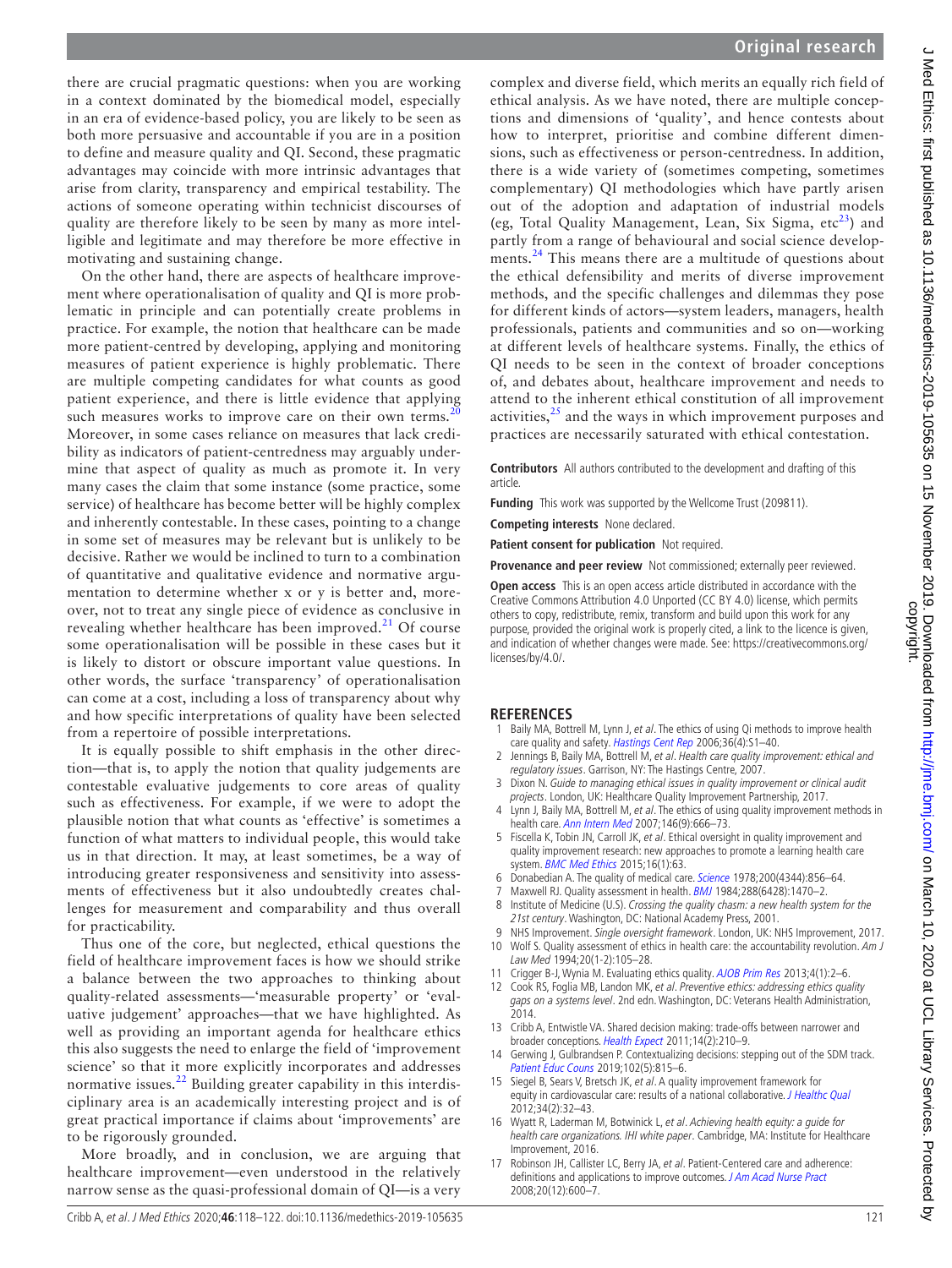there are crucial pragmatic questions: when you are working in a context dominated by the biomedical model, especially in an era of evidence-based policy, you are likely to be seen as both more persuasive and accountable if you are in a position to define and measure quality and QI. Second, these pragmatic advantages may coincide with more intrinsic advantages that arise from clarity, transparency and empirical testability. The actions of someone operating within technicist discourses of quality are therefore likely to be seen by many as more intelligible and legitimate and may therefore be more effective in motivating and sustaining change.

On the other hand, there are aspects of healthcare improvement where operationalisation of quality and QI is more problematic in principle and can potentially create problems in practice. For example, the notion that healthcare can be made more patient-centred by developing, applying and monitoring measures of patient experience is highly problematic. There are multiple competing candidates for what counts as good patient experience, and there is little evidence that applying such measures works to improve care on their own terms.[20] Moreover, in some cases reliance on measures that lack credibility as indicators of patient-centredness may arguably undermine that aspect of quality as much as promote it. In very many cases the claim that some instance (some practice, some service) of healthcare has become better will be highly complex and inherently contestable. In these cases, pointing to a change in some set of measures may be relevant but is unlikely to be decisive. Rather we would be inclined to turn to a combination of quantitative and qualitative evidence and normative argumentation to determine whether x or y is better and, moreover, not to treat any single piece of evidence as conclusive in revealing whether healthcare has been improved.[21] Of course some operationalisation will be possible in these cases but it is likely to distort or obscure important value questions. In other words, the surface 'transparency' of operationalisation can come at a cost, including a loss of transparency about why and how specific interpretations of quality have been selected from a repertoire of possible interpretations.

It is equally possible to shift emphasis in the other direction—that is, to apply the notion that quality judgements are contestable evaluative judgements to core areas of quality such as effectiveness. For example, if we were to adopt the plausible notion that what counts as 'effective' is sometimes a function of what matters to individual people, this would take us in that direction. It may, at least sometimes, be a way of introducing greater responsiveness and sensitivity into assessments of effectiveness but it also undoubtedly creates challenges for measurement and comparability and thus overall for practicability.

Thus one of the core, but neglected, ethical questions the field of healthcare improvement faces is how we should strike a balance between the two approaches to thinking about quality-related assessments—'measurable property' or 'evaluative judgement' approaches—that we have highlighted. As well as providing an important agenda for healthcare ethics this also suggests the need to enlarge the field of 'improvement science' so that it more explicitly incorporates and addresses normative issues.[22] Building greater capability in this interdisciplinary area is an academically interesting project and is of great practical importance if claims about 'improvements' are to be rigorously grounded.

More broadly, and in conclusion, we are arguing that healthcare improvement—even understood in the relatively narrow sense as the quasi-professional domain of QI—is a very complex and diverse field, which merits an equally rich field of ethical analysis. As we have noted, there are multiple conceptions and dimensions of 'quality', and hence contests about how to interpret, prioritise and combine different dimensions, such as effectiveness or person-centredness. In addition, there is a wide variety of (sometimes competing, sometimes complementary) QI methodologies which have partly arisen out of the adoption and adaptation of industrial models (eg, Total Quality Management, Lean, Six Sigma, etc[23]) and partly from a range of behavioural and social science developments.[24] This means there are a multitude of questions about the ethical defensibility and merits of diverse improvement methods, and the specific challenges and dilemmas they pose for different kinds of actors—system leaders, managers, health professionals, patients and communities and so on—working at different levels of healthcare systems. Finally, the ethics of QI needs to be seen in the context of broader conceptions of, and debates about, healthcare improvement and needs to attend to the inherent ethical constitution of all improvement activities,[25] and the ways in which improvement purposes and practices are necessarily saturated with ethical contestation.

**Contributors** All authors contributed to the development and drafting of this article.

**Funding** This work was supported by the Wellcome Trust (209811).

**Competing interests** None declared.

**Patient consent for publication** Not required.

**Provenance and peer review** Not commissioned; externally peer reviewed.

**Open access** This is an open access article distributed in accordance with the Creative Commons Attribution 4.0 Unported (CC BY 4.0) license, which permits others to copy, redistribute, remix, transform and build upon this work for any purpose, provided the original work is properly cited, a link to the licence is given, and indication of whether changes were made. See: https://creativecommons.org/licenses/by/4.0/.

## REFERENCES

1. Baily MA, Bottrell M, Lynn J, *et al*. The ethics of using Qi methods to improve health care quality and safety. *Hastings Cent Rep* 2006;36(4):S1–40.
2. Jennings B, Baily MA, Bottrell M, *et al*. *Health care quality improvement: ethical and regulatory issues*. Garrison, NY: The Hastings Centre, 2007.
3. Dixon N. *Guide to managing ethical issues in quality improvement or clinical audit projects*. London, UK: Healthcare Quality Improvement Partnership, 2017.
4. Lynn J, Baily MA, Bottrell M, *et al*. The ethics of using quality improvement methods in health care. *Ann Intern Med* 2007;146(9):666–73.
5. Fiscella K, Tobin JN, Carroll JK, *et al*. Ethical oversight in quality improvement and quality improvement research: new approaches to promote a learning health care system. *BMC Med Ethics* 2015;16(1):63.
6. Donabedian A. The quality of medical care. *Science* 1978;200(4344):856–64.
7. Maxwell RJ. Quality assessment in health. *BMJ* 1984;288(6428):1470–2.
8. Institute of Medicine (U.S). *Crossing the quality chasm: a new health system for the 21st century*. Washington, DC: National Academy Press, 2001.
9. NHS Improvement. *Single oversight framework*. London, UK: NHS Improvement, 2017.
10. Wolf S. Quality assessment of ethics in health care: the accountability revolution. *Am J Law Med* 1994;20(1-2):105–28.
11. Crigger B-J, Wynia M. Evaluating ethics quality. *AJOB Prim Res* 2013;4(1):2–6.
12. Cook RS, Foglia MB, Landon MK, *et al*. *Preventive ethics: addressing ethics quality gaps on a systems level*. 2nd edn. Washington, DC: Veterans Health Administration, 2014.
13. Cribb A, Entwistle VA. Shared decision making: trade-offs between narrower and broader conceptions. *Health Expect* 2011;14(2):210–9.
14. Gerwing J, Gulbrandsen P. Contextualizing decisions: stepping out of the SDM track. *Patient Educ Couns* 2019;102(5):815–6.
15. Siegel B, Sears V, Bretsch JK, *et al*. A quality improvement framework for equity in cardiovascular care: results of a national collaborative. *J Healthc Qual* 2012;34(2):32–43.
16. Wyatt R, Laderman M, Botwinick L, *et al*. *Achieving health equity: a guide for health care organizations. IHI white paper*. Cambridge, MA: Institute for Healthcare Improvement, 2016.
17. Robinson JH, Callister LC, Berry JA, *et al*. Patient-Centered care and adherence: definitions and applications to improve outcomes. *J Am Acad Nurse Pract* 2008;20(12):600–7.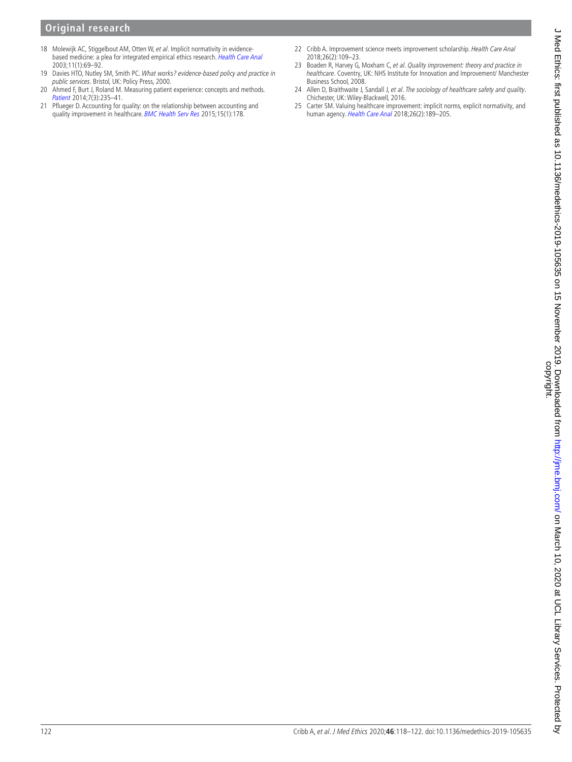18 Molewijk AC, Stiggelbout AM, Otten W, *et al*. Implicit normativity in evidence-based medicine: a plea for integrated empirical ethics research. *Health Care Anal* 2003;11(1):69–92.

19 Davies HTO, Nutley SM, Smith PC. *What works? evidence-based policy and practice in public services*. Bristol, UK: Policy Press, 2000.

20 Ahmed F, Burt J, Roland M. Measuring patient experience: concepts and methods. *Patient* 2014;7(3):235–41.

21 Pflueger D. Accounting for quality: on the relationship between accounting and quality improvement in healthcare. *BMC Health Serv Res* 2015;15(1):178.

22 Cribb A. Improvement science meets improvement scholarship. *Health Care Anal* 2018;26(2):109–23.

23 Boaden R, Harvey G, Moxham C, *et al*. *Quality improvement: theory and practice in healthcare*. Coventry, UK: NHS Institute for Innovation and Improvement/ Manchester Business School, 2008.

24 Allen D, Braithwaite J, Sandall J, *et al*. *The sociology of healthcare safety and quality*. Chichester, UK: Wiley-Blackwell, 2016.

25 Carter SM. Valuing healthcare improvement: implicit norms, explicit normativity, and human agency. *Health Care Anal* 2018;26(2):189–205.